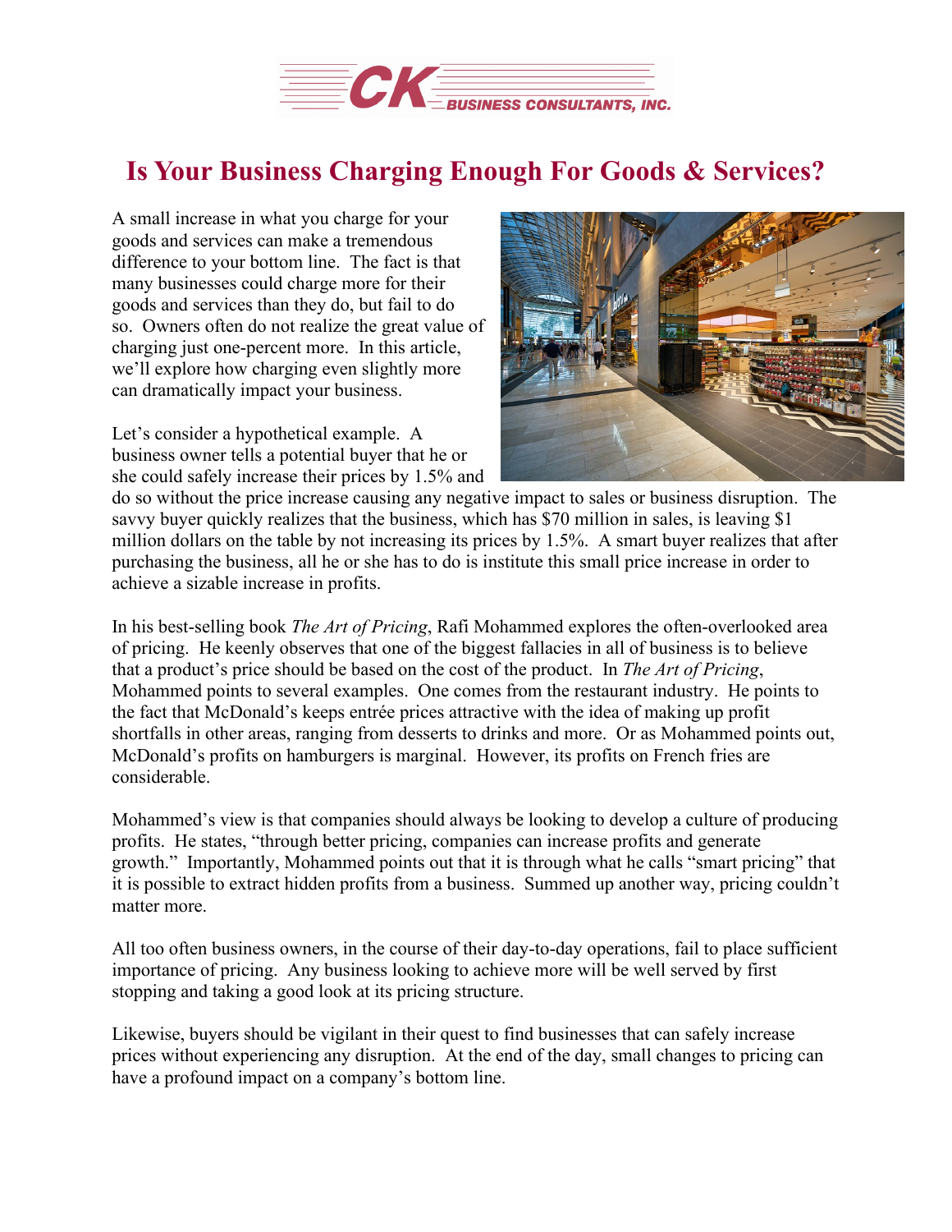CK BUSINESS CONSULTANTS, INC.

# Is Your Business Charging Enough For Goods & Services?

A small increase in what you charge for your goods and services can make a tremendous difference to your bottom line. The fact is that many businesses could charge more for their goods and services than they do, but fail to do so. Owners often do not realize the great value of charging just one-percent more. In this article, we'll explore how charging even slightly more can dramatically impact your business.

Let's consider a hypothetical example. A business owner tells a potential buyer that he or she could safely increase their prices by 1.5% and do so without the price increase causing any negative impact to sales or business disruption. The savvy buyer quickly realizes that the business, which has $70 million in sales, is leaving $1 million dollars on the table by not increasing its prices by 1.5%. A smart buyer realizes that after purchasing the business, all he or she has to do is institute this small price increase in order to achieve a sizable increase in profits.

In his best-selling book *The Art of Pricing*, Rafi Mohammed explores the often-overlooked area of pricing. He keenly observes that one of the biggest fallacies in all of business is to believe that a product's price should be based on the cost of the product. In *The Art of Pricing*, Mohammed points to several examples. One comes from the restaurant industry. He points to the fact that McDonald's keeps entrée prices attractive with the idea of making up profit shortfalls in other areas, ranging from desserts to drinks and more. Or as Mohammed points out, McDonald's profits on hamburgers is marginal. However, its profits on French fries are considerable.

Mohammed's view is that companies should always be looking to develop a culture of producing profits. He states, "through better pricing, companies can increase profits and generate growth." Importantly, Mohammed points out that it is through what he calls "smart pricing" that it is possible to extract hidden profits from a business. Summed up another way, pricing couldn't matter more.

All too often business owners, in the course of their day-to-day operations, fail to place sufficient importance of pricing. Any business looking to achieve more will be well served by first stopping and taking a good look at its pricing structure.

Likewise, buyers should be vigilant in their quest to find businesses that can safely increase prices without experiencing any disruption. At the end of the day, small changes to pricing can have a profound impact on a company's bottom line.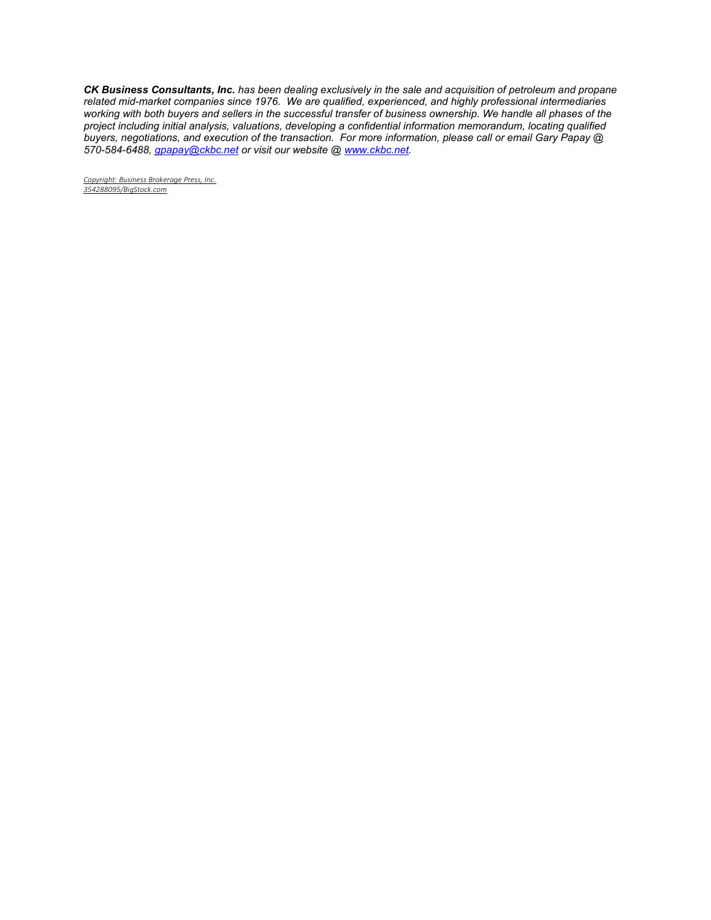***CK Business Consultants, Inc.** has been dealing exclusively in the sale and acquisition of petroleum and propane related mid-market companies since 1976. We are qualified, experienced, and highly professional intermediaries working with both buyers and sellers in the successful transfer of business ownership. We handle all phases of the project including initial analysis, valuations, developing a confidential information memorandum, locating qualified buyers, negotiations, and execution of the transaction. For more information, please call or email Gary Papay @ 570-584-6488, [gpapay@ckbc.net](mailto:gpapay@ckbc.net) or visit our website @ [www.ckbc.net](http://www.ckbc.net).*

*Copyright: Business Brokerage Press, Inc.*
*354288095/BigStock.com*